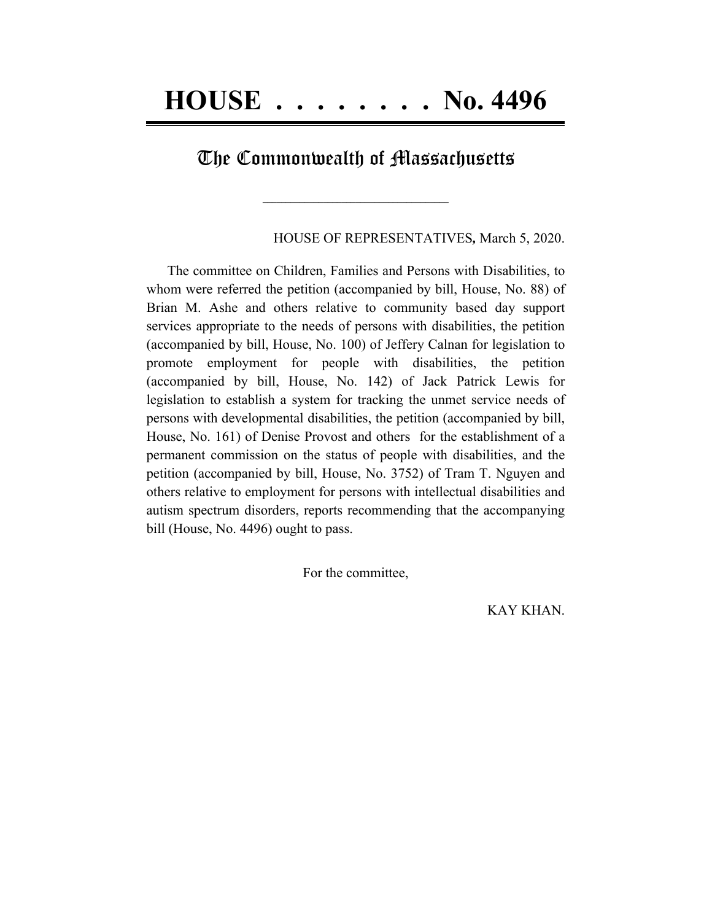# HOUSE . . . . . . . . No. 4496

## The Commonwealth of Massachusetts

\_\_\_\_\_\_\_\_\_\_\_\_\_\_\_\_\_\_\_\_\_\_\_\_\_\_\_\_

HOUSE OF REPRESENTATIVES**,** March 5, 2020.

The committee on Children, Families and Persons with Disabilities, to whom were referred the petition (accompanied by bill, House, No. 88) of Brian M. Ashe and others relative to community based day support services appropriate to the needs of persons with disabilities, the petition (accompanied by bill, House, No. 100) of Jeffery Calnan for legislation to promote employment for people with disabilities, the petition (accompanied by bill, House, No. 142) of Jack Patrick Lewis for legislation to establish a system for tracking the unmet service needs of persons with developmental disabilities, the petition (accompanied by bill, House, No. 161) of Denise Provost and others for the establishment of a permanent commission on the status of people with disabilities, and the petition (accompanied by bill, House, No. 3752) of Tram T. Nguyen and others relative to employment for persons with intellectual disabilities and autism spectrum disorders, reports recommending that the accompanying bill (House, No. 4496) ought to pass.

For the committee,

KAY KHAN.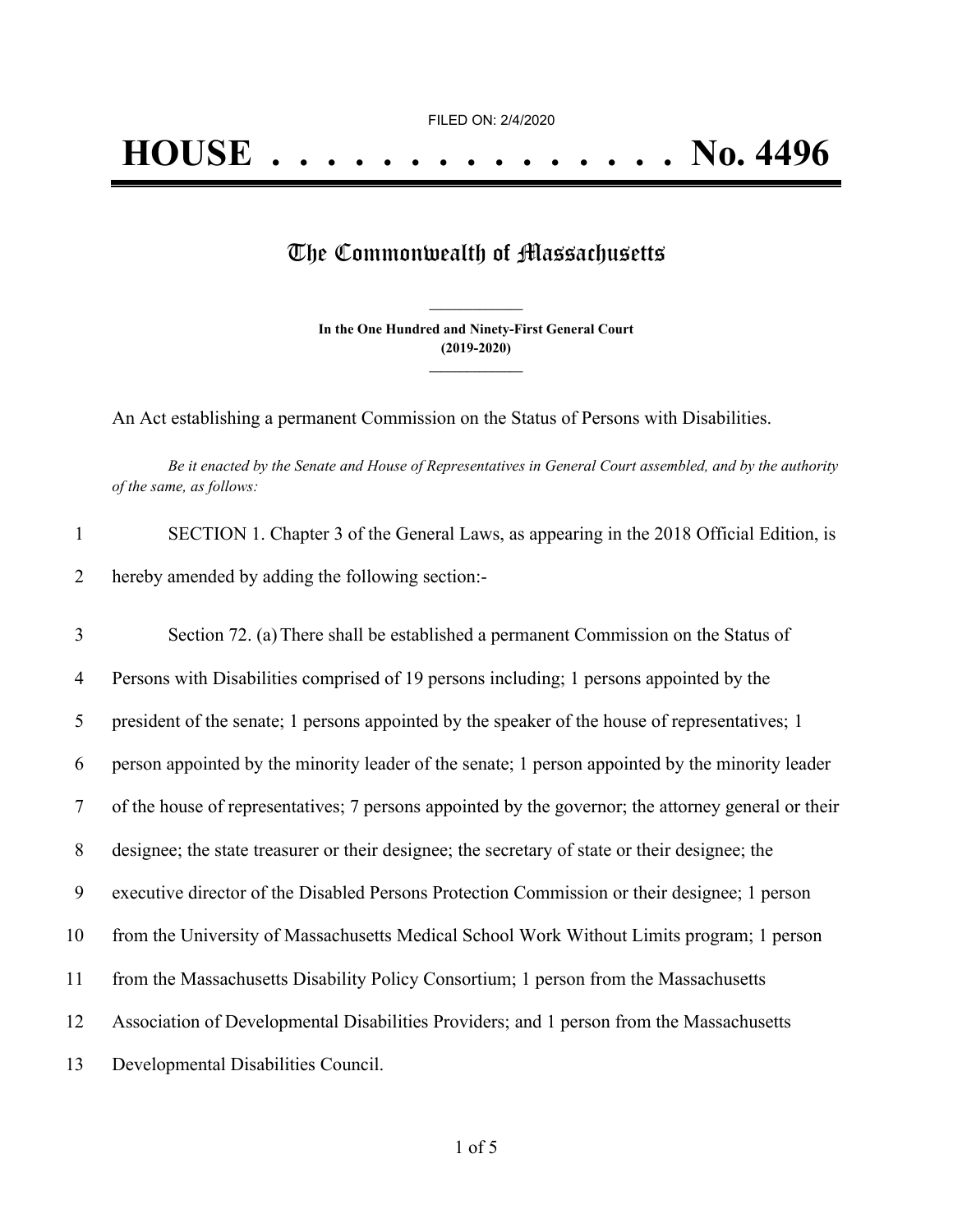FILED ON: 2/4/2020

# HOUSE . . . . . . . . . . . . . . . No. 4496

## The Commonwealth of Massachusetts

**In the One Hundred and Ninety-First General Court**
**(2019-2020)**

An Act establishing a permanent Commission on the Status of Persons with Disabilities.

*Be it enacted by the Senate and House of Representatives in General Court assembled, and by the authority of the same, as follows:*

1 SECTION 1. Chapter 3 of the General Laws, as appearing in the 2018 Official Edition, is
2 hereby amended by adding the following section:-

3 Section 72. (a) There shall be established a permanent Commission on the Status of
4 Persons with Disabilities comprised of 19 persons including; 1 persons appointed by the
5 president of the senate; 1 persons appointed by the speaker of the house of representatives; 1
6 person appointed by the minority leader of the senate; 1 person appointed by the minority leader
7 of the house of representatives; 7 persons appointed by the governor; the attorney general or their
8 designee; the state treasurer or their designee; the secretary of state or their designee; the
9 executive director of the Disabled Persons Protection Commission or their designee; 1 person
10 from the University of Massachusetts Medical School Work Without Limits program; 1 person
11 from the Massachusetts Disability Policy Consortium; 1 person from the Massachusetts
12 Association of Developmental Disabilities Providers; and 1 person from the Massachusetts
13 Developmental Disabilities Council.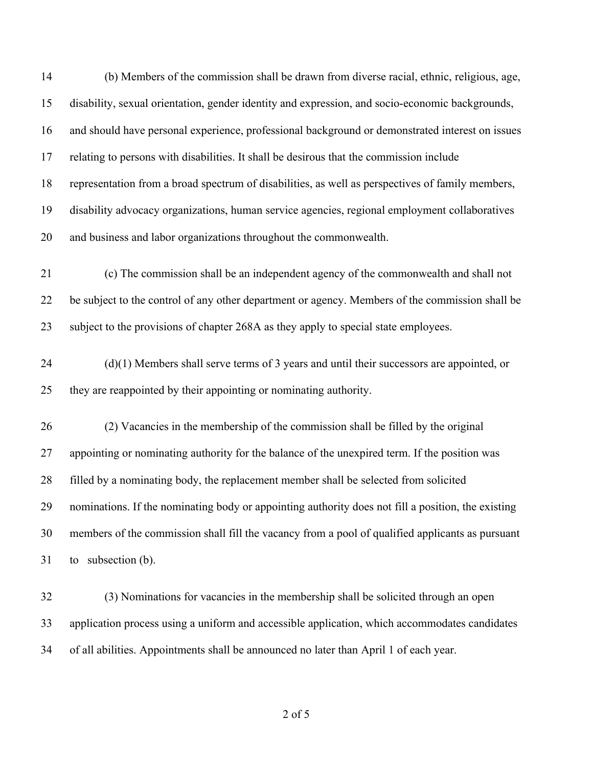(b) Members of the commission shall be drawn from diverse racial, ethnic, religious, age, disability, sexual orientation, gender identity and expression, and socio-economic backgrounds, and should have personal experience, professional background or demonstrated interest on issues relating to persons with disabilities. It shall be desirous that the commission include representation from a broad spectrum of disabilities, as well as perspectives of family members, disability advocacy organizations, human service agencies, regional employment collaboratives and business and labor organizations throughout the commonwealth.

(c) The commission shall be an independent agency of the commonwealth and shall not be subject to the control of any other department or agency. Members of the commission shall be subject to the provisions of chapter 268A as they apply to special state employees.

(d)(1) Members shall serve terms of 3 years and until their successors are appointed, or they are reappointed by their appointing or nominating authority.

(2) Vacancies in the membership of the commission shall be filled by the original appointing or nominating authority for the balance of the unexpired term. If the position was filled by a nominating body, the replacement member shall be selected from solicited nominations. If the nominating body or appointing authority does not fill a position, the existing members of the commission shall fill the vacancy from a pool of qualified applicants as pursuant to subsection (b).

(3) Nominations for vacancies in the membership shall be solicited through an open application process using a uniform and accessible application, which accommodates candidates of all abilities. Appointments shall be announced no later than April 1 of each year.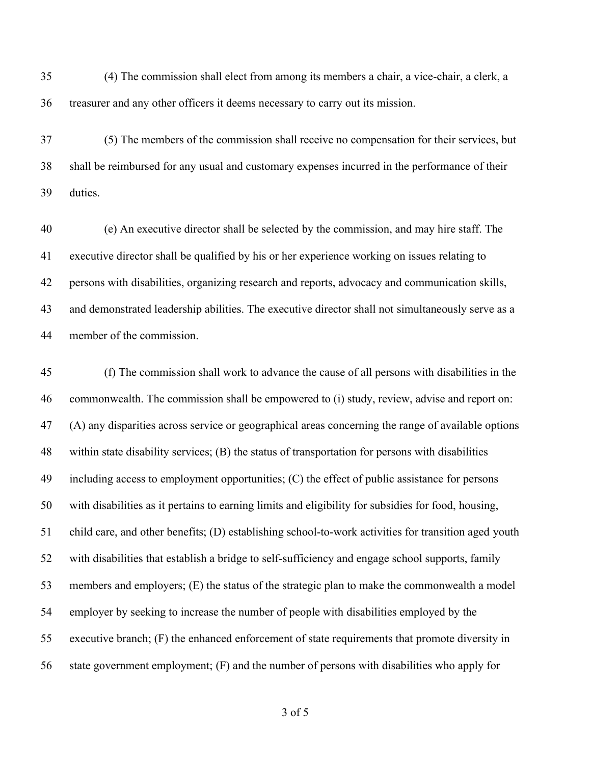(4) The commission shall elect from among its members a chair, a vice-chair, a clerk, a treasurer and any other officers it deems necessary to carry out its mission.

(5) The members of the commission shall receive no compensation for their services, but shall be reimbursed for any usual and customary expenses incurred in the performance of their duties.

(e) An executive director shall be selected by the commission, and may hire staff. The executive director shall be qualified by his or her experience working on issues relating to persons with disabilities, organizing research and reports, advocacy and communication skills, and demonstrated leadership abilities. The executive director shall not simultaneously serve as a member of the commission.

(f) The commission shall work to advance the cause of all persons with disabilities in the commonwealth. The commission shall be empowered to (i) study, review, advise and report on: (A) any disparities across service or geographical areas concerning the range of available options within state disability services; (B) the status of transportation for persons with disabilities including access to employment opportunities; (C) the effect of public assistance for persons with disabilities as it pertains to earning limits and eligibility for subsidies for food, housing, child care, and other benefits; (D) establishing school-to-work activities for transition aged youth with disabilities that establish a bridge to self-sufficiency and engage school supports, family members and employers; (E) the status of the strategic plan to make the commonwealth a model employer by seeking to increase the number of people with disabilities employed by the executive branch; (F) the enhanced enforcement of state requirements that promote diversity in state government employment; (F) and the number of persons with disabilities who apply for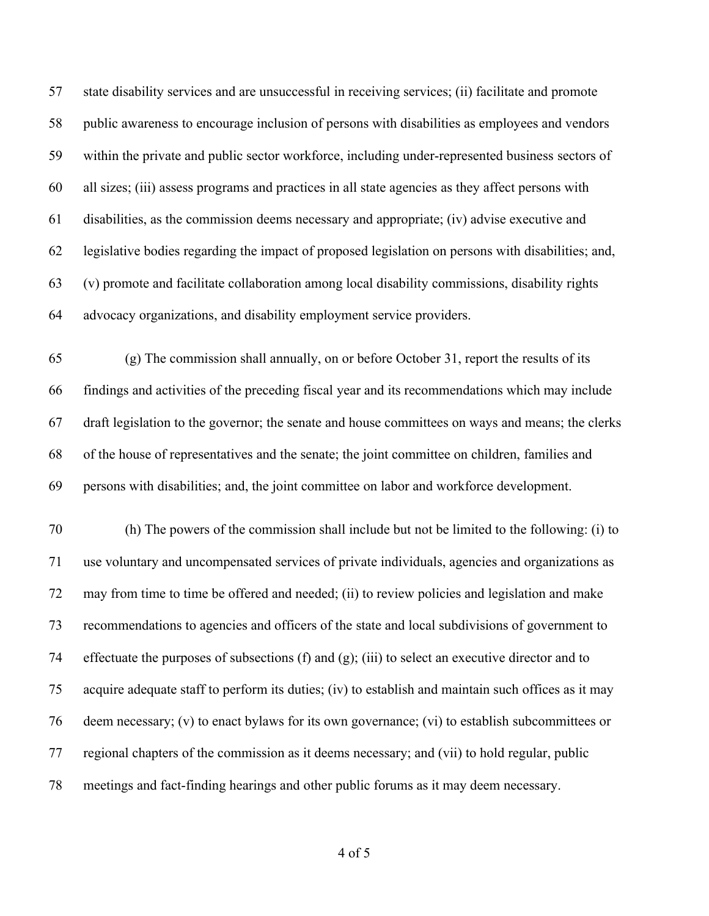state disability services and are unsuccessful in receiving services; (ii) facilitate and promote public awareness to encourage inclusion of persons with disabilities as employees and vendors within the private and public sector workforce, including under-represented business sectors of all sizes; (iii) assess programs and practices in all state agencies as they affect persons with disabilities, as the commission deems necessary and appropriate; (iv) advise executive and legislative bodies regarding the impact of proposed legislation on persons with disabilities; and, (v) promote and facilitate collaboration among local disability commissions, disability rights advocacy organizations, and disability employment service providers.

(g) The commission shall annually, on or before October 31, report the results of its findings and activities of the preceding fiscal year and its recommendations which may include draft legislation to the governor; the senate and house committees on ways and means; the clerks of the house of representatives and the senate; the joint committee on children, families and persons with disabilities; and, the joint committee on labor and workforce development.

(h) The powers of the commission shall include but not be limited to the following: (i) to use voluntary and uncompensated services of private individuals, agencies and organizations as may from time to time be offered and needed; (ii) to review policies and legislation and make recommendations to agencies and officers of the state and local subdivisions of government to effectuate the purposes of subsections (f) and (g); (iii) to select an executive director and to acquire adequate staff to perform its duties; (iv) to establish and maintain such offices as it may deem necessary; (v) to enact bylaws for its own governance; (vi) to establish subcommittees or regional chapters of the commission as it deems necessary; and (vii) to hold regular, public meetings and fact-finding hearings and other public forums as it may deem necessary.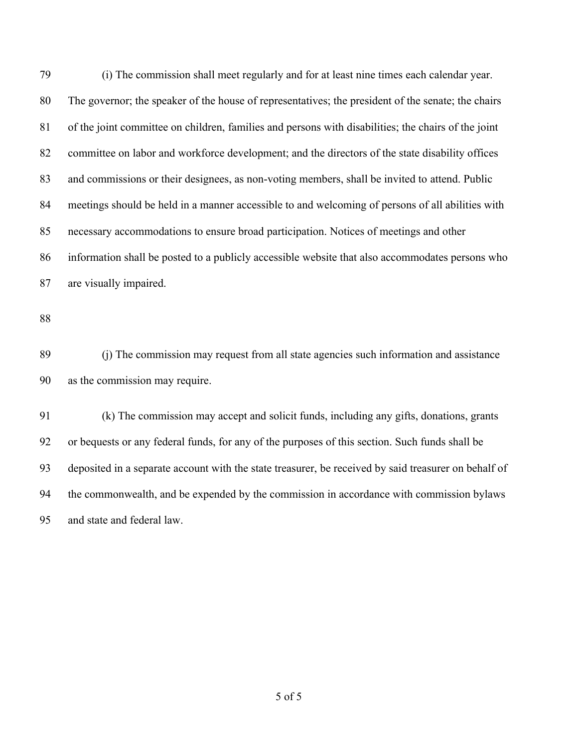(i) The commission shall meet regularly and for at least nine times each calendar year. The governor; the speaker of the house of representatives; the president of the senate; the chairs of the joint committee on children, families and persons with disabilities; the chairs of the joint committee on labor and workforce development; and the directors of the state disability offices and commissions or their designees, as non-voting members, shall be invited to attend. Public meetings should be held in a manner accessible to and welcoming of persons of all abilities with necessary accommodations to ensure broad participation. Notices of meetings and other information shall be posted to a publicly accessible website that also accommodates persons who are visually impaired.

(j) The commission may request from all state agencies such information and assistance as the commission may require.

(k) The commission may accept and solicit funds, including any gifts, donations, grants or bequests or any federal funds, for any of the purposes of this section. Such funds shall be deposited in a separate account with the state treasurer, be received by said treasurer on behalf of the commonwealth, and be expended by the commission in accordance with commission bylaws and state and federal law.